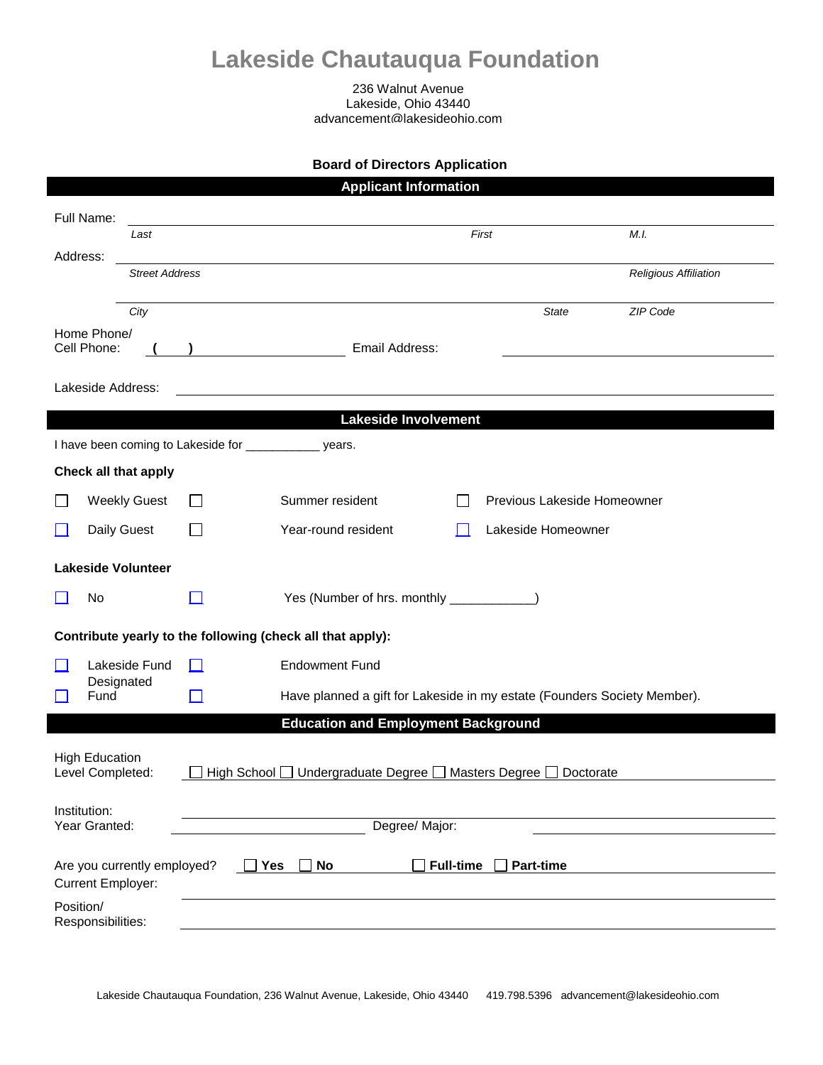# Lakeside Chautauqua Foundation

236 Walnut Avenue
Lakeside, Ohio 43440
advancement@lakesideohio.com

**Board of Directors Application**

## Applicant Information

Full Name: ______________________________________________

*Last* *First* *M.I.*

Address: ______________________________________________

*Street Address* *Religious Affiliation*

______________________________________________

*City* *State* *ZIP Code*

Home Phone/
Cell Phone: ( ) ____________ Email Address: ____________

Lakeside Address: ______________________________________________

## Lakeside Involvement

I have been coming to Lakeside for ___________ years.

**Check all that apply**

☐ Weekly Guest ☐ Summer resident ☐ Previous Lakeside Homeowner

☐ Daily Guest ☐ Year-round resident ☐ Lakeside Homeowner

**Lakeside Volunteer**

☐ No ☐ Yes (Number of hrs. monthly ____________)

**Contribute yearly to the following (check all that apply):**

☐ Lakeside Fund ☐ Endowment Fund

☐ Designated Fund ☐ Have planned a gift for Lakeside in my estate (Founders Society Member).

## Education and Employment Background

High Education Level Completed: ☐ High School ☐ Undergraduate Degree ☐ Masters Degree ☐ Doctorate

Institution: ______________________________________________

Year Granted: ____________ Degree/ Major: ____________

Are you currently employed? ☐ **Yes** ☐ **No** ☐ **Full-time** ☐ **Part-time**

Current Employer: ______________________________________________

Position/
Responsibilities: ______________________________________________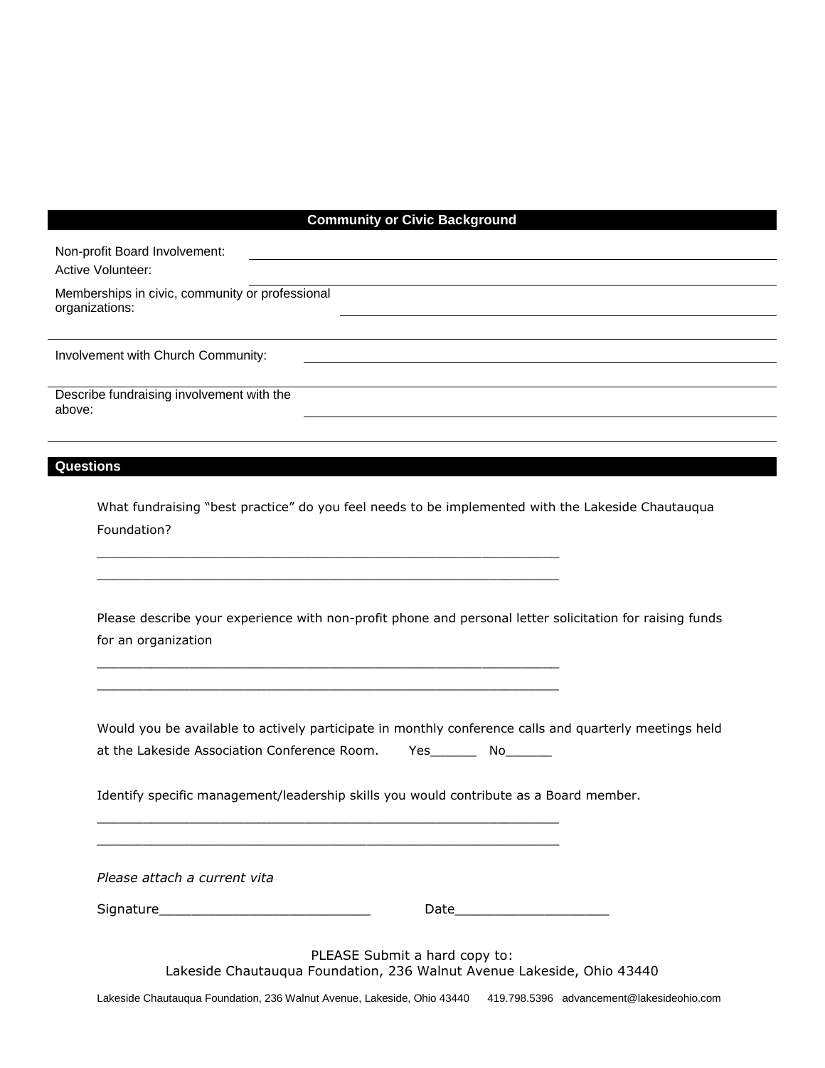## Community or Civic Background

Non-profit Board Involvement: ______________________________

Active Volunteer: ______________________________

Memberships in civic, community or professional organizations: ______________________________

______________________________

Involvement with Church Community: ______________________________

______________________________

Describe fundraising involvement with the above: ______________________________

______________________________

## Questions

What fundraising "best practice" do you feel needs to be implemented with the Lakeside Chautauqua Foundation?

______________________________________________________________

______________________________________________________________

Please describe your experience with non-profit phone and personal letter solicitation for raising funds for an organization

______________________________________________________________

______________________________________________________________

Would you be available to actively participate in monthly conference calls and quarterly meetings held at the Lakeside Association Conference Room. Yes______ No______

Identify specific management/leadership skills you would contribute as a Board member.

______________________________________________________________

______________________________________________________________

*Please attach a current vita*

Signature__________________________ Date___________________

PLEASE Submit a hard copy to:
Lakeside Chautauqua Foundation, 236 Walnut Avenue Lakeside, Ohio 43440

Lakeside Chautauqua Foundation, 236 Walnut Avenue, Lakeside, Ohio 43440 419.798.5396 advancement@lakesideohio.com